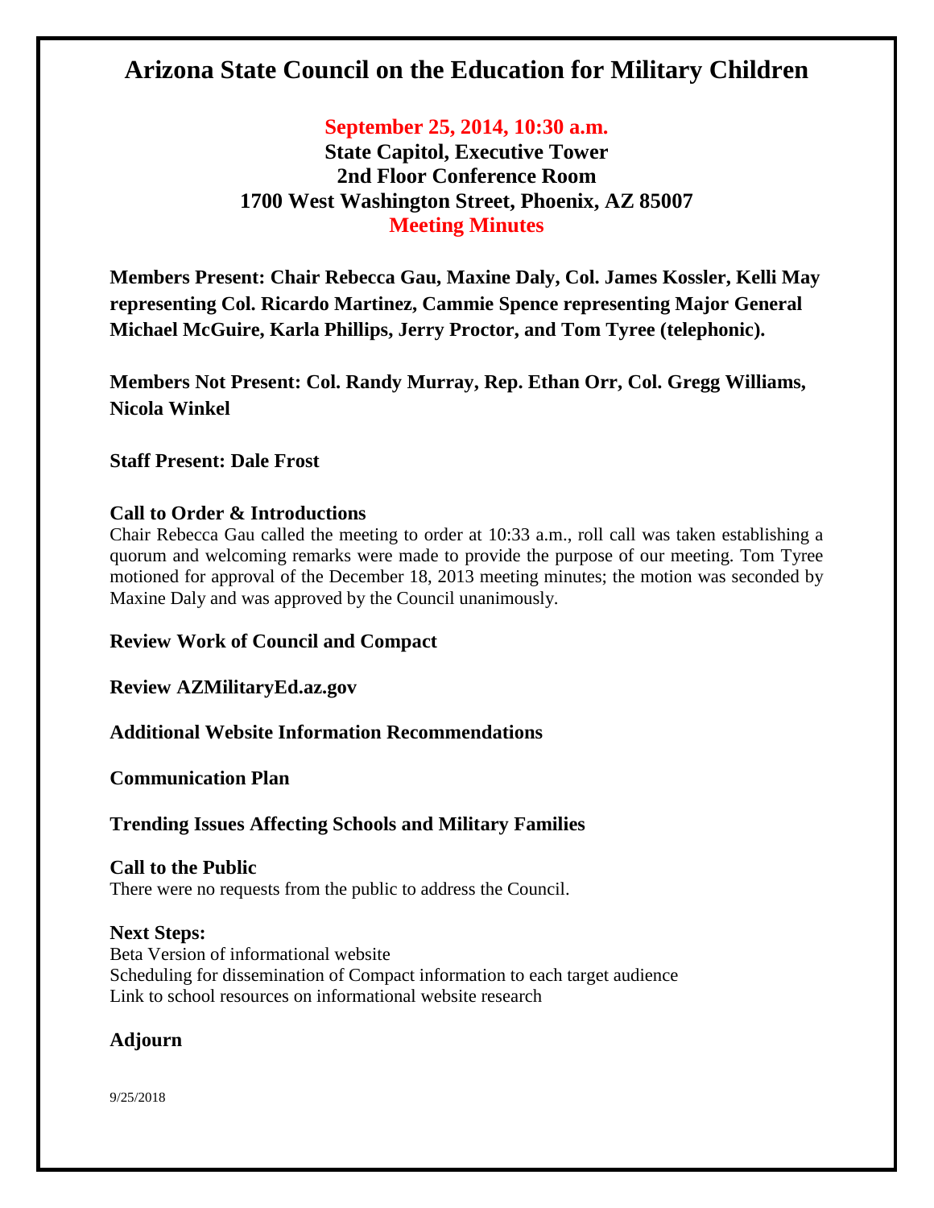# Arizona State Council on the Education for Military Children

**September 25, 2014, 10:30 a.m.**
**State Capitol, Executive Tower**
**2nd Floor Conference Room**
**1700 West Washington Street, Phoenix, AZ 85007**
**Meeting Minutes**

**Members Present: Chair Rebecca Gau, Maxine Daly, Col. James Kossler, Kelli May representing Col. Ricardo Martinez, Cammie Spence representing Major General Michael McGuire, Karla Phillips, Jerry Proctor, and Tom Tyree (telephonic).**

**Members Not Present: Col. Randy Murray, Rep. Ethan Orr, Col. Gregg Williams, Nicola Winkel**

**Staff Present: Dale Frost**

## Call to Order & Introductions

Chair Rebecca Gau called the meeting to order at 10:33 a.m., roll call was taken establishing a quorum and welcoming remarks were made to provide the purpose of our meeting. Tom Tyree motioned for approval of the December 18, 2013 meeting minutes; the motion was seconded by Maxine Daly and was approved by the Council unanimously.

## Review Work of Council and Compact

## Review AZMilitaryEd.az.gov

## Additional Website Information Recommendations

## Communication Plan

## Trending Issues Affecting Schools and Military Families

## Call to the Public

There were no requests from the public to address the Council.

## Next Steps:

Beta Version of informational website
Scheduling for dissemination of Compact information to each target audience
Link to school resources on informational website research

## Adjourn

9/25/2018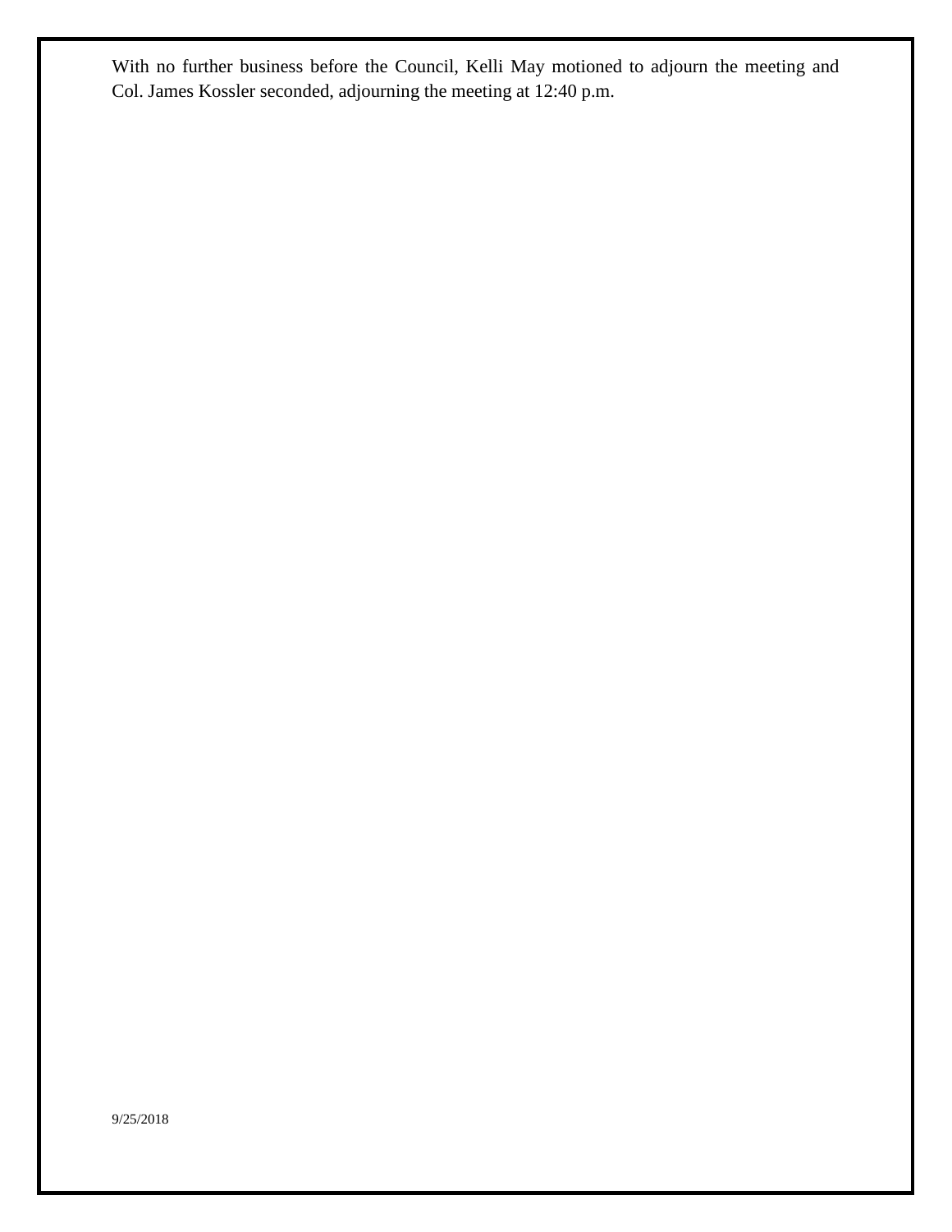With no further business before the Council, Kelli May motioned to adjourn the meeting and Col. James Kossler seconded, adjourning the meeting at 12:40 p.m.

9/25/2018